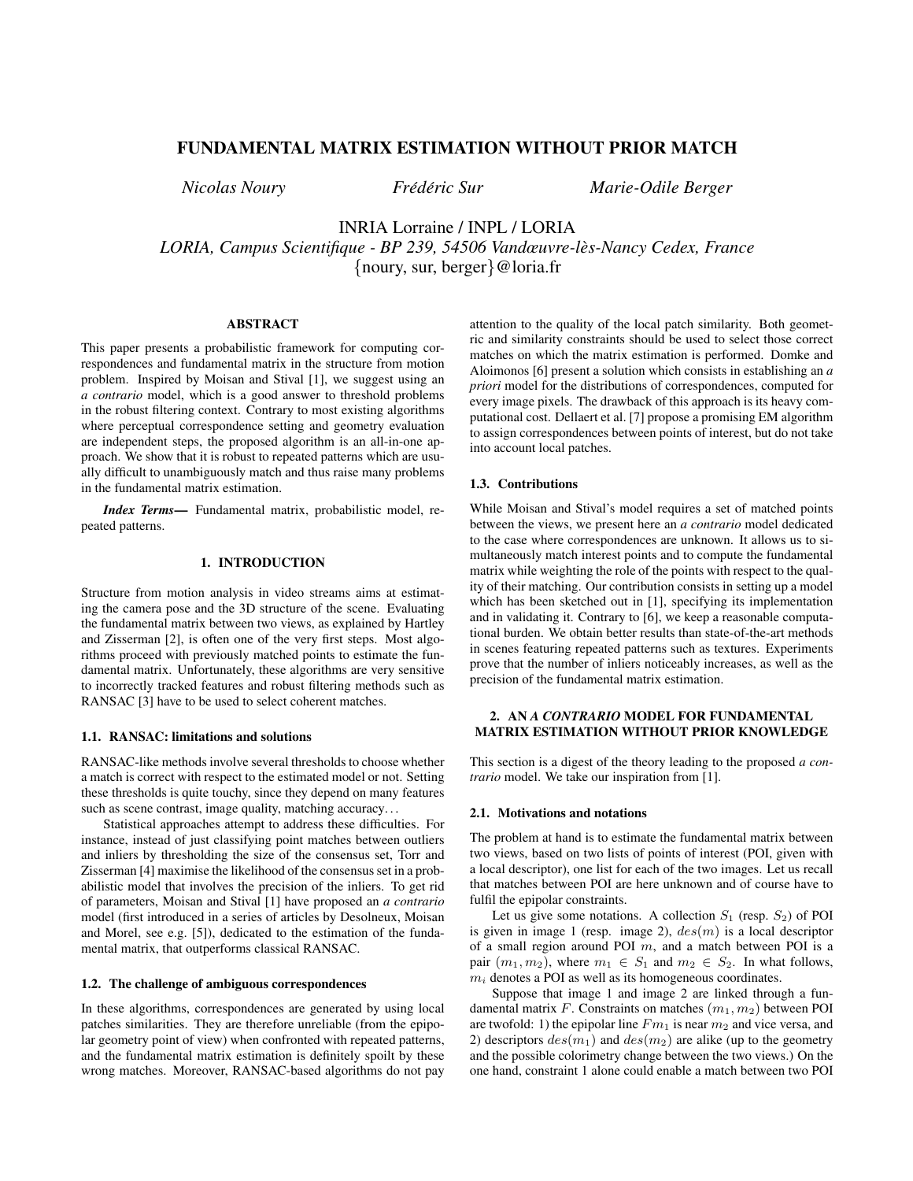# FUNDAMENTAL MATRIX ESTIMATION WITHOUT PRIOR MATCH

*Nicolas Noury* *Frédéric Sur* *Marie-Odile Berger*

INRIA Lorraine / INPL / LORIA
*LORIA, Campus Scientifique - BP 239, 54506 Vandœuvre-lès-Nancy Cedex, France*
{noury, sur, berger}@loria.fr

## ABSTRACT

This paper presents a probabilistic framework for computing correspondences and fundamental matrix in the structure from motion problem. Inspired by Moisan and Stival [1], we suggest using an *a contrario* model, which is a good answer to threshold problems in the robust filtering context. Contrary to most existing algorithms where perceptual correspondence setting and geometry evaluation are independent steps, the proposed algorithm is an all-in-one approach. We show that it is robust to repeated patterns which are usually difficult to unambiguously match and thus raise many problems in the fundamental matrix estimation.

***Index Terms***— Fundamental matrix, probabilistic model, repeated patterns.

## 1. INTRODUCTION

Structure from motion analysis in video streams aims at estimating the camera pose and the 3D structure of the scene. Evaluating the fundamental matrix between two views, as explained by Hartley and Zisserman [2], is often one of the very first steps. Most algorithms proceed with previously matched points to estimate the fundamental matrix. Unfortunately, these algorithms are very sensitive to incorrectly tracked features and robust filtering methods such as RANSAC [3] have to be used to select coherent matches.

### 1.1. RANSAC: limitations and solutions

RANSAC-like methods involve several thresholds to choose whether a match is correct with respect to the estimated model or not. Setting these thresholds is quite touchy, since they depend on many features such as scene contrast, image quality, matching accuracy…

Statistical approaches attempt to address these difficulties. For instance, instead of just classifying point matches between outliers and inliers by thresholding the size of the consensus set, Torr and Zisserman [4] maximise the likelihood of the consensus set in a probabilistic model that involves the precision of the inliers. To get rid of parameters, Moisan and Stival [1] have proposed an *a contrario* model (first introduced in a series of articles by Desolneux, Moisan and Morel, see e.g. [5]), dedicated to the estimation of the fundamental matrix, that outperforms classical RANSAC.

### 1.2. The challenge of ambiguous correspondences

In these algorithms, correspondences are generated by using local patches similarities. They are therefore unreliable (from the epipolar geometry point of view) when confronted with repeated patterns, and the fundamental matrix estimation is definitely spoilt by these wrong matches. Moreover, RANSAC-based algorithms do not pay attention to the quality of the local patch similarity. Both geometric and similarity constraints should be used to select those correct matches on which the matrix estimation is performed. Domke and Aloimonos [6] present a solution which consists in establishing an *a priori* model for the distributions of correspondences, computed for every image pixels. The drawback of this approach is its heavy computational cost. Dellaert et al. [7] propose a promising EM algorithm to assign correspondences between points of interest, but do not take into account local patches.

### 1.3. Contributions

While Moisan and Stival's model requires a set of matched points between the views, we present here an *a contrario* model dedicated to the case where correspondences are unknown. It allows us to simultaneously match interest points and to compute the fundamental matrix while weighting the role of the points with respect to the quality of their matching. Our contribution consists in setting up a model which has been sketched out in [1], specifying its implementation and in validating it. Contrary to [6], we keep a reasonable computational burden. We obtain better results than state-of-the-art methods in scenes featuring repeated patterns such as textures. Experiments prove that the number of inliers noticeably increases, as well as the precision of the fundamental matrix estimation.

## 2. AN *A CONTRARIO* MODEL FOR FUNDAMENTAL MATRIX ESTIMATION WITHOUT PRIOR KNOWLEDGE

This section is a digest of the theory leading to the proposed *a contrario* model. We take our inspiration from [1].

### 2.1. Motivations and notations

The problem at hand is to estimate the fundamental matrix between two views, based on two lists of points of interest (POI, given with a local descriptor), one list for each of the two images. Let us recall that matches between POI are here unknown and of course have to fulfil the epipolar constraints.

Let us give some notations. A collection $S_1$ (resp. $S_2$) of POI is given in image 1 (resp. image 2), $des(m)$ is a local descriptor of a small region around POI $m$, and a match between POI is a pair $(m_1, m_2)$, where $m_1 \in S_1$ and $m_2 \in S_2$. In what follows, $m_i$ denotes a POI as well as its homogeneous coordinates.

Suppose that image 1 and image 2 are linked through a fundamental matrix $F$. Constraints on matches $(m_1, m_2)$ between POI are twofold: 1) the epipolar line $Fm_1$ is near $m_2$ and vice versa, and 2) descriptors $des(m_1)$ and $des(m_2)$ are alike (up to the geometry and the possible colorimetry change between the two views.) On the one hand, constraint 1 alone could enable a match between two POI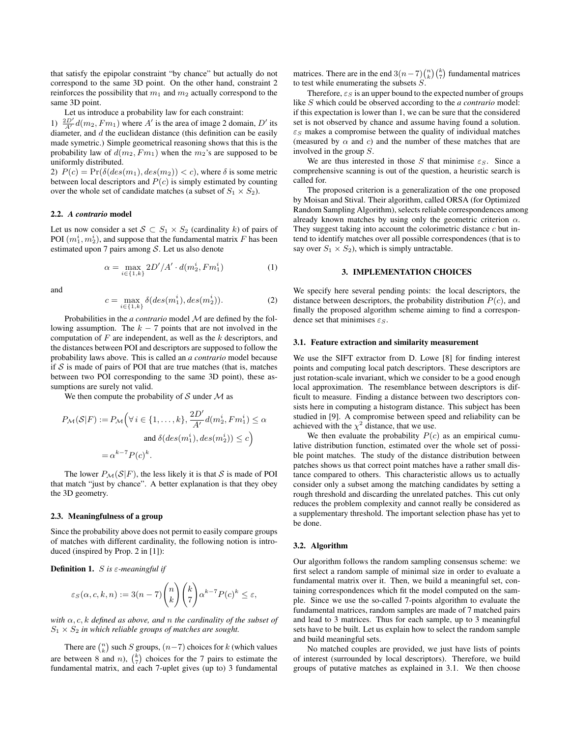that satisfy the epipolar constraint "by chance" but actually do not correspond to the same 3D point. On the other hand, constraint 2 reinforces the possibility that $m_1$ and $m_2$ actually correspond to the same 3D point.

Let us introduce a probability law for each constraint:

1) $\frac{2D'}{A'} d(m_2, Fm_1)$ where $A'$ is the area of image 2 domain, $D'$ its diameter, and $d$ the euclidean distance (this definition can be easily made symetric.) Simple geometrical reasoning shows that this is the probability law of $d(m_2, Fm_1)$ when the $m_2$'s are supposed to be uniformly distributed.

2) $P(c) = \Pr(\delta(des(m_1), des(m_2)) < c)$, where $\delta$ is some metric between local descriptors and $P(c)$ is simply estimated by counting over the whole set of candidate matches (a subset of $S_1 \times S_2$).

### 2.2. *A contrario* model

Let us now consider a set $\mathcal{S} \subset S_1 \times S_2$ (cardinality $k$) of pairs of POI $(m_1^i, m_2^i)$, and suppose that the fundamental matrix $F$ has been estimated upon 7 pairs among $\mathcal{S}$. Let us also denote

$$\alpha = \max_{i \in \{1,k\}} 2D'/A' \cdot d(m_2^i, Fm_1^i) \tag{1}$$

and

$$c = \max_{i \in \{1,k\}} \delta(des(m_1^i), des(m_2^i)). \tag{2}$$

Probabilities in the *a contrario* model $\mathcal{M}$ are defined by the following assumption. The $k-7$ points that are not involved in the computation of $F$ are independent, as well as the $k$ descriptors, and the distances between POI and descriptors are supposed to follow the probability laws above. This is called an *a contrario* model because if $\mathcal{S}$ is made of pairs of POI that are true matches (that is, matches between two POI corresponding to the same 3D point), these assumptions are surely not valid.

We then compute the probability of $\mathcal{S}$ under $\mathcal{M}$ as

$$\begin{aligned} P_{\mathcal{M}}(\mathcal{S}|F) := P_{\mathcal{M}}\Big(\forall\, i \in \{1, \ldots, k\},\ & \frac{2D'}{A'} d(m_2^i, Fm_1^i) \leq \alpha \\ & \text{and } \delta(des(m_1^i), des(m_2^i)) \leq c\Big) \\ = \alpha^{k-7} P(c)^k. \end{aligned}$$

The lower $P_{\mathcal{M}}(\mathcal{S}|F)$, the less likely it is that $\mathcal{S}$ is made of POI that match "just by chance". A better explanation is that they obey the 3D geometry.

### 2.3. Meaningfulness of a group

Since the probability above does not permit to easily compare groups of matches with different cardinality, the following notion is introduced (inspired by Prop. 2 in [1]):

**Definition 1.** *$S$ is $\varepsilon$-meaningful if*

$$\varepsilon_S(\alpha, c, k, n) := 3(n-7)\binom{n}{k}\binom{k}{7}\alpha^{k-7}P(c)^k \leq \varepsilon,$$

*with $\alpha, c, k$ defined as above, and $n$ the cardinality of the subset of $S_1 \times S_2$ in which reliable groups of matches are sought.*

There are $\binom{n}{k}$ such $S$ groups, $(n-7)$ choices for $k$ (which values are between 8 and $n$), $\binom{k}{7}$ choices for the 7 pairs to estimate the fundamental matrix, and each 7-uplet gives (up to) 3 fundamental matrices. There are in the end $3(n-7)\binom{n}{k}\binom{k}{7}$ fundamental matrices to test while enumerating the subsets $S$.

Therefore, $\varepsilon_S$ is an upper bound to the expected number of groups like $S$ which could be observed according to the *a contrario* model: if this expectation is lower than 1, we can be sure that the considered set is not observed by chance and assume having found a solution. $\varepsilon_S$ makes a compromise between the quality of individual matches (measured by $\alpha$ and $c$) and the number of these matches that are involved in the group $S$.

We are thus interested in those $S$ that minimise $\varepsilon_S$. Since a comprehensive scanning is out of the question, a heuristic search is called for.

The proposed criterion is a generalization of the one proposed by Moisan and Stival. Their algorithm, called ORSA (for Optimized Random Sampling Algorithm), selects reliable correspondences among already known matches by using only the geometric criterion $\alpha$. They suggest taking into account the colorimetric distance $c$ but intend to identify matches over all possible correspondences (that is to say over $S_1 \times S_2$), which is simply untractable.

## 3. IMPLEMENTATION CHOICES

We specify here several pending points: the local descriptors, the distance between descriptors, the probability distribution $P(c)$, and finally the proposed algorithm scheme aiming to find a correspondence set that minimises $\varepsilon_S$.

### 3.1. Feature extraction and similarity measurement

We use the SIFT extractor from D. Lowe [8] for finding interest points and computing local patch descriptors. These descriptors are just rotation-scale invariant, which we consider to be a good enough local approximation. The resemblance between descriptors is difficult to measure. Finding a distance between two descriptors consists here in computing a histogram distance. This subject has been studied in [9]. A compromise between speed and reliability can be achieved with the $\chi^2$ distance, that we use.

We then evaluate the probability $P(c)$ as an empirical cumulative distribution function, estimated over the whole set of possible point matches. The study of the distance distribution between patches shows us that correct point matches have a rather small distance compared to others. This characteristic allows us to actually consider only a subset among the matching candidates by setting a rough threshold and discarding the unrelated patches. This cut only reduces the problem complexity and cannot really be considered as a supplementary threshold. The important selection phase has yet to be done.

### 3.2. Algorithm

Our algorithm follows the random sampling consensus scheme: we first select a random sample of minimal size in order to evaluate a fundamental matrix over it. Then, we build a meaningful set, containing correspondences which fit the model computed on the sample. Since we use the so-called 7-points algorithm to evaluate the fundamental matrices, random samples are made of 7 matched pairs and lead to 3 matrices. Thus for each sample, up to 3 meaningful sets have to be built. Let us explain how to select the random sample and build meaningful sets.

No matched couples are provided, we just have lists of points of interest (surrounded by local descriptors). Therefore, we build groups of putative matches as explained in 3.1. We then choose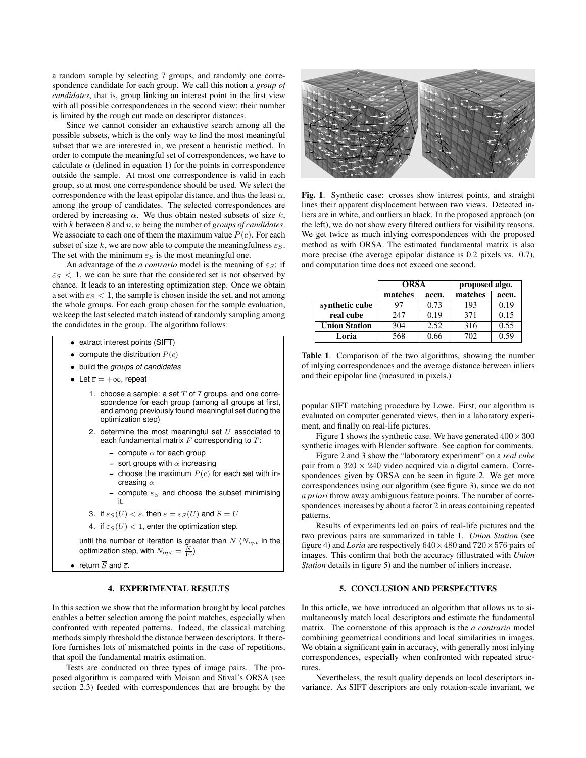a random sample by selecting 7 groups, and randomly one correspondence candidate for each group. We call this notion a *group of candidates*, that is, group linking an interest point in the first view with all possible correspondences in the second view: their number is limited by the rough cut made on descriptor distances.

Since we cannot consider an exhaustive search among all the possible subsets, which is the only way to find the most meaningful subset that we are interested in, we present a heuristic method. In order to compute the meaningful set of correspondences, we have to calculate $\alpha$ (defined in equation 1) for the points in correspondence outside the sample. At most one correspondence is valid in each group, so at most one correspondence should be used. We select the correspondence with the least epipolar distance, and thus the least $\alpha$, among the group of candidates. The selected correspondences are ordered by increasing $\alpha$. We thus obtain nested subsets of size $k$, with $k$ between 8 and $n$, $n$ being the number of *groups of candidates*. We associate to each one of them the maximum value $P(c)$. For each subset of size $k$, we are now able to compute the meaningfulness $\varepsilon_S$. The set with the minimum $\varepsilon_S$ is the most meaningful one.

An advantage of the *a contrario* model is the meaning of $\varepsilon_S$: if $\varepsilon_S < 1$, we can be sure that the considered set is not observed by chance. It leads to an interesting optimization step. Once we obtain a set with $\varepsilon_S < 1$, the sample is chosen inside the set, and not among the whole groups. For each group chosen for the sample evaluation, we keep the last selected match instead of randomly sampling among the candidates in the group. The algorithm follows:

- extract interest points (SIFT)
- compute the distribution $P(c)$
- build the *groups of candidates*
- Let $\overline{\varepsilon} = +\infty$, repeat
  1. choose a sample: a set $T$ of 7 groups, and one correspondence for each group (among all groups at first, and among previously found meaningful set during the optimization step)
  2. determine the most meaningful set $U$ associated to each fundamental matrix $F$ corresponding to $T$:
     - compute $\alpha$ for each group
     - sort groups with $\alpha$ increasing
     - choose the maximum $P(c)$ for each set with increasing $\alpha$
     - compute $\varepsilon_S$ and choose the subset minimising it.
  3. if $\varepsilon_S(U) < \overline{\varepsilon}$, then $\overline{\varepsilon} = \varepsilon_S(U)$ and $\overline{S} = U$
  4. if $\varepsilon_S(U) < 1$, enter the optimization step.

  until the number of iteration is greater than $N$ ($N_{opt}$ in the optimization step, with $N_{opt} = \frac{N}{10}$)
- return $\overline{S}$ and $\overline{\varepsilon}$.

## 4. EXPERIMENTAL RESULTS

In this section we show that the information brought by local patches enables a better selection among the point matches, especially when confronted with repeated patterns. Indeed, the classical matching methods simply threshold the distance between descriptors. It therefore furnishes lots of mismatched points in the case of repetitions, that spoil the fundamental matrix estimation.

Tests are conducted on three types of image pairs. The proposed algorithm is compared with Moisan and Stival's ORSA (see section 2.3) feeded with correspondences that are brought by the popular SIFT matching procedure by Lowe. First, our algorithm is evaluated on computer generated views, then in a laboratory experiment, and finally on real-life pictures.

Figure 1 shows the synthetic case. We have generated $400 \times 300$ synthetic images with Blender software. See caption for comments.

**Fig. 1**. Synthetic case: crosses show interest points, and straight lines their apparent displacement between two views. Detected inliers are in white, and outliers in black. In the proposed approach (on the left), we do not show every filtered outliers for visibility reasons. We get twice as much inlying correspondences with the proposed method as with ORSA. The estimated fundamental matrix is also more precise (the average epipolar distance is 0.2 pixels vs. 0.7), and computation time does not exceed one second.

Figure 2 and 3 show the "laboratory experiment" on a *real cube* pair from a $320 \times 240$ video acquired via a digital camera. Correspondences given by ORSA can be seen in figure 2. We get more correspondences using our algorithm (see figure 3), since we do not *a priori* throw away ambiguous feature points. The number of correspondences increases by about a factor 2 in areas containing repeated patterns.

Results of experiments led on pairs of real-life pictures and the two previous pairs are summarized in table 1. *Union Station* (see figure 4) and *Loria* are respectively $640 \times 480$ and $720 \times 576$ pairs of images. This confirm that both the accuracy (illustrated with *Union Station* details in figure 5) and the number of inliers increase.

| | **ORSA** | | **proposed algo.** | |
|---|---|---|---|---|
| | **matches** | **accu.** | **matches** | **accu.** |
| **synthetic cube** | 97 | 0.73 | 193 | 0.19 |
| **real cube** | 247 | 0.19 | 371 | 0.15 |
| **Union Station** | 304 | 2.52 | 316 | 0.55 |
| **Loria** | 568 | 0.66 | 702 | 0.59 |

**Table 1**. Comparison of the two algorithms, showing the number of inlying correspondences and the average distance between inliers and their epipolar line (measured in pixels.)

## 5. CONCLUSION AND PERSPECTIVES

In this article, we have introduced an algorithm that allows us to simultaneously match local descriptors and estimate the fundamental matrix. The cornerstone of this approach is the *a contrario* model combining geometrical conditions and local similarities in images. We obtain a significant gain in accuracy, with generally most inlying correspondences, especially when confronted with repeated structures.

Nevertheless, the result quality depends on local descriptors invariance. As SIFT descriptors are only rotation-scale invariant, we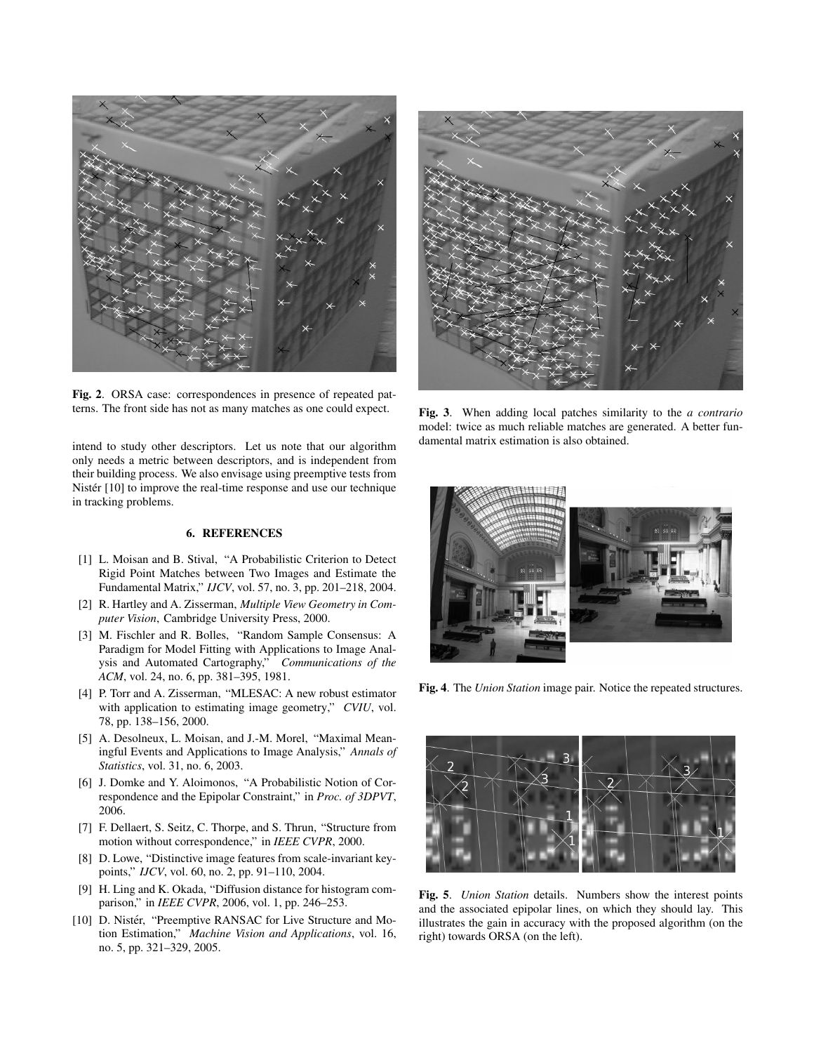Fig. 2. ORSA case: correspondences in presence of repeated patterns. The front side has not as many matches as one could expect.

intend to study other descriptors. Let us note that our algorithm only needs a metric between descriptors, and is independent from their building process. We also envisage using preemptive tests from Nistér [10] to improve the real-time response and use our technique in tracking problems.

## 6. REFERENCES

[1] L. Moisan and B. Stival, "A Probabilistic Criterion to Detect Rigid Point Matches between Two Images and Estimate the Fundamental Matrix," *IJCV*, vol. 57, no. 3, pp. 201–218, 2004.

[2] R. Hartley and A. Zisserman, *Multiple View Geometry in Computer Vision*, Cambridge University Press, 2000.

[3] M. Fischler and R. Bolles, "Random Sample Consensus: A Paradigm for Model Fitting with Applications to Image Analysis and Automated Cartography," *Communications of the ACM*, vol. 24, no. 6, pp. 381–395, 1981.

[4] P. Torr and A. Zisserman, "MLESAC: A new robust estimator with application to estimating image geometry," *CVIU*, vol. 78, pp. 138–156, 2000.

[5] A. Desolneux, L. Moisan, and J.-M. Morel, "Maximal Meaningful Events and Applications to Image Analysis," *Annals of Statistics*, vol. 31, no. 6, 2003.

[6] J. Domke and Y. Aloimonos, "A Probabilistic Notion of Correspondence and the Epipolar Constraint," in *Proc. of 3DPVT*, 2006.

[7] F. Dellaert, S. Seitz, C. Thorpe, and S. Thrun, "Structure from motion without correspondence," in *IEEE CVPR*, 2000.

[8] D. Lowe, "Distinctive image features from scale-invariant keypoints," *IJCV*, vol. 60, no. 2, pp. 91–110, 2004.

[9] H. Ling and K. Okada, "Diffusion distance for histogram comparison," in *IEEE CVPR*, 2006, vol. 1, pp. 246–253.

[10] D. Nistér, "Preemptive RANSAC for Live Structure and Motion Estimation," *Machine Vision and Applications*, vol. 16, no. 5, pp. 321–329, 2005.

Fig. 3. When adding local patches similarity to the *a contrario* model: twice as much reliable matches are generated. A better fundamental matrix estimation is also obtained.

Fig. 4. The *Union Station* image pair. Notice the repeated structures.

Fig. 5. *Union Station* details. Numbers show the interest points and the associated epipolar lines, on which they should lay. This illustrates the gain in accuracy with the proposed algorithm (on the right) towards ORSA (on the left).